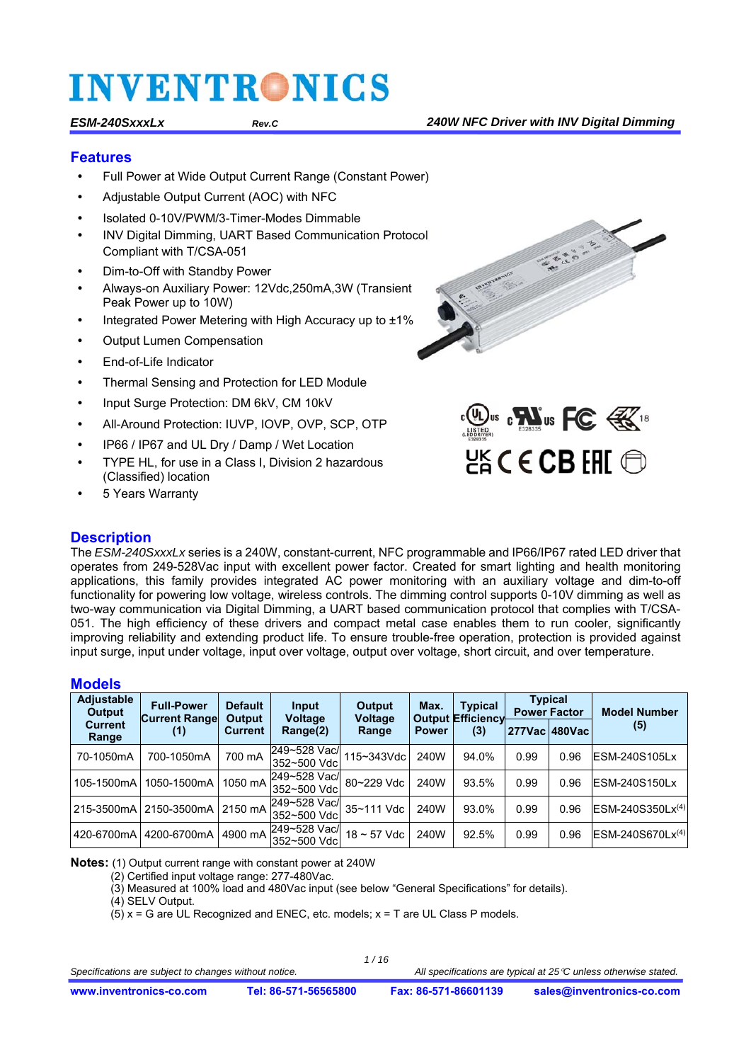# INVENTRONICS

***ESM-240SxxxLx*** ***Rev.C*** ***240W NFC Driver with INV Digital Dimming***

## Features

- Full Power at Wide Output Current Range (Constant Power)
- Adjustable Output Current (AOC) with NFC
- Isolated 0-10V/PWM/3-Timer-Modes Dimmable
- INV Digital Dimming, UART Based Communication Protocol Compliant with T/CSA-051
- Dim-to-Off with Standby Power
- Always-on Auxiliary Power: 12Vdc,250mA,3W (Transient Peak Power up to 10W)
- Integrated Power Metering with High Accuracy up to ±1%
- Output Lumen Compensation
- End-of-Life Indicator
- Thermal Sensing and Protection for LED Module
- Input Surge Protection: DM 6kV, CM 10kV
- All-Around Protection: IUVP, IOVP, OVP, SCP, OTP
- IP66 / IP67 and UL Dry / Damp / Wet Location
- TYPE HL, for use in a Class I, Division 2 hazardous (Classified) location
- 5 Years Warranty

## Description

The *ESM-240SxxxLx* series is a 240W, constant-current, NFC programmable and IP66/IP67 rated LED driver that operates from 249-528Vac input with excellent power factor. Created for smart lighting and health monitoring applications, this family provides integrated AC power monitoring with an auxiliary voltage and dim-to-off functionality for powering low voltage, wireless controls. The dimming control supports 0-10V dimming as well as two-way communication via Digital Dimming, a UART based communication protocol that complies with T/CSA-051. The high efficiency of these drivers and compact metal case enables them to run cooler, significantly improving reliability and extending product life. To ensure trouble-free operation, protection is provided against input surge, input under voltage, input over voltage, output over voltage, short circuit, and over temperature.

## Models

| Adjustable Output Current Range | Full-Power Current Range (1) | Default Output Current | Input Voltage Range(2) | Output Voltage Range | Max. Output Power | Typical Efficiency (3) | Typical Power Factor | | Model Number (5) |
|---|---|---|---|---|---|---|---|---|---|
| | | | | | | | 277Vac | 480Vac | |
| 70-1050mA | 700-1050mA | 700 mA | 249~528 Vac/ 352~500 Vdc | 115~343Vdc | 240W | 94.0% | 0.99 | 0.96 | ESM-240S105Lx |
| 105-1500mA | 1050-1500mA | 1050 mA | 249~528 Vac/ 352~500 Vdc | 80~229 Vdc | 240W | 93.5% | 0.99 | 0.96 | ESM-240S150Lx |
| 215-3500mA | 2150-3500mA | 2150 mA | 249~528 Vac/ 352~500 Vdc | 35~111 Vdc | 240W | 93.0% | 0.99 | 0.96 | ESM-240S350Lx(4) |
| 420-6700mA | 4200-6700mA | 4900 mA | 249~528 Vac/ 352~500 Vdc | 18 ~ 57 Vdc | 240W | 92.5% | 0.99 | 0.96 | ESM-240S670Lx(4) |

**Notes:** (1) Output current range with constant power at 240W
(2) Certified input voltage range: 277-480Vac.
(3) Measured at 100% load and 480Vac input (see below "General Specifications" for details).
(4) SELV Output.
(5) x = G are UL Recognized and ENEC, etc. models; x = T are UL Class P models.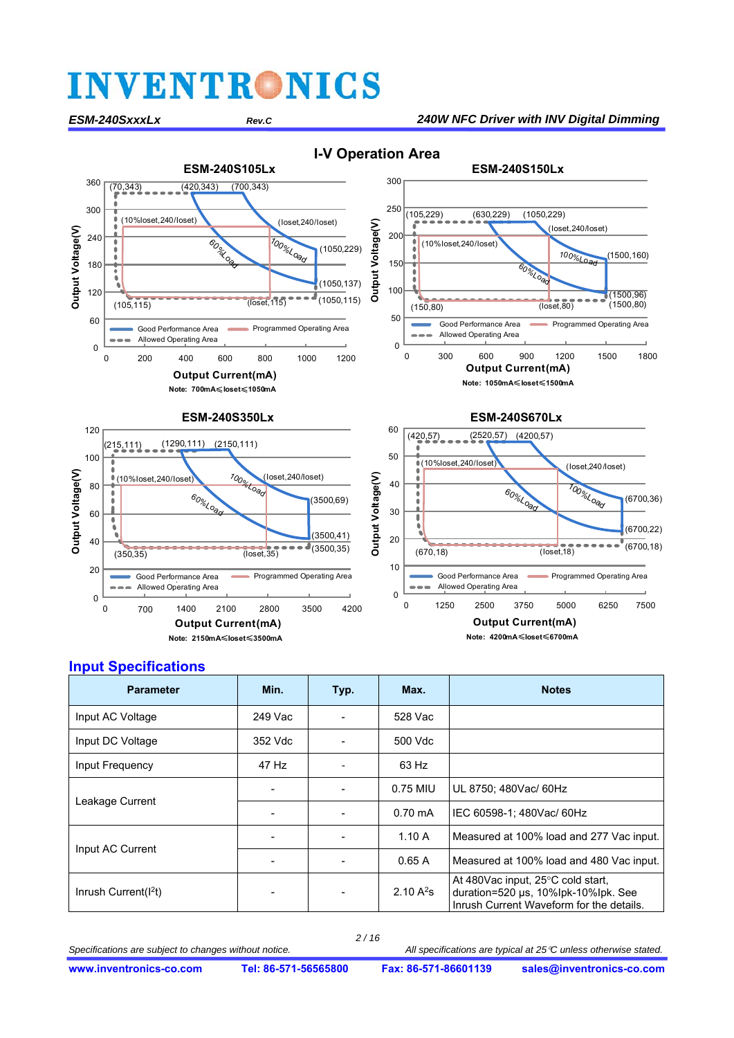## I-V Operation Area

**ESM-240S105Lx**

Note: 700mA≤Ioset≤1050mA

**ESM-240S150Lx**

Note: 1050mA≤Ioset≤1500mA

**ESM-240S350Lx**

Note: 2150mA≤Ioset≤3500mA

**ESM-240S670Lx**

Note: 4200mA≤Ioset≤6700mA

## Input Specifications

| Parameter | Min. | Typ. | Max. | Notes |
|---|---|---|---|---|
| Input AC Voltage | 249 Vac | - | 528 Vac | |
| Input DC Voltage | 352 Vdc | - | 500 Vdc | |
| Input Frequency | 47 Hz | - | 63 Hz | |
| Leakage Current | - | - | 0.75 MIU | UL 8750; 480Vac/ 60Hz |
| | - | - | 0.70 mA | IEC 60598-1; 480Vac/ 60Hz |
| Input AC Current | - | - | 1.10 A | Measured at 100% load and 277 Vac input. |
| | - | - | 0.65 A | Measured at 100% load and 480 Vac input. |
| Inrush Current($I^2t$) | - | - | 2.10 $A^2s$ | At 480Vac input, 25°C cold start, duration=520 µs, 10%Ipk-10%Ipk. See Inrush Current Waveform for the details. |

*Specifications are subject to changes without notice.* *All specifications are typical at 25℃ unless otherwise stated.*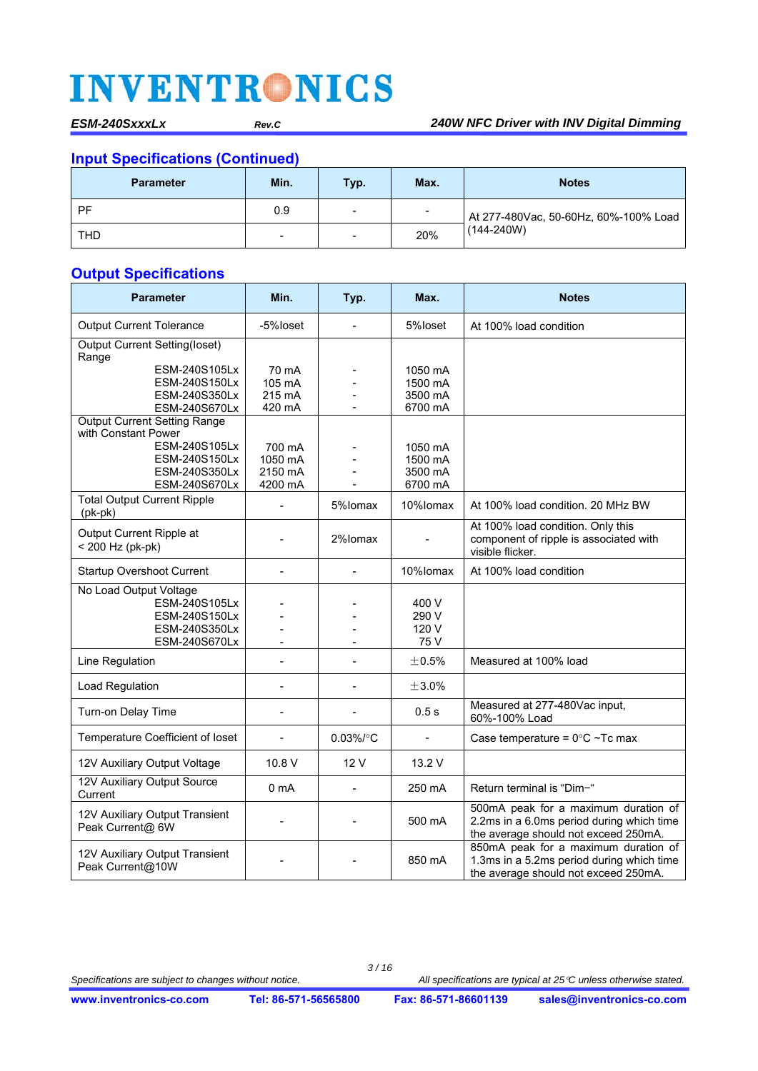## Input Specifications (Continued)

| Parameter | Min. | Typ. | Max. | Notes |
|---|---|---|---|---|
| PF | 0.9 | - | - | At 277-480Vac, 50-60Hz, 60%-100% Load (144-240W) |
| THD | - | - | 20% | |

## Output Specifications

| Parameter | Min. | Typ. | Max. | Notes |
|---|---|---|---|---|
| Output Current Tolerance | -5%Ioset | - | 5%Ioset | At 100% load condition |
| Output Current Setting(Ioset) Range<br>ESM-240S105Lx<br>ESM-240S150Lx<br>ESM-240S350Lx<br>ESM-240S670Lx | <br>70 mA<br>105 mA<br>215 mA<br>420 mA | <br>-<br>-<br>-<br>- | <br>1050 mA<br>1500 mA<br>3500 mA<br>6700 mA | |
| Output Current Setting Range with Constant Power<br>ESM-240S105Lx<br>ESM-240S150Lx<br>ESM-240S350Lx<br>ESM-240S670Lx | <br>700 mA<br>1050 mA<br>2150 mA<br>4200 mA | <br>-<br>-<br>-<br>- | <br>1050 mA<br>1500 mA<br>3500 mA<br>6700 mA | |
| Total Output Current Ripple (pk-pk) | - | 5%Iomax | 10%Iomax | At 100% load condition. 20 MHz BW |
| Output Current Ripple at < 200 Hz (pk-pk) | - | 2%Iomax | - | At 100% load condition. Only this component of ripple is associated with visible flicker. |
| Startup Overshoot Current | - | - | 10%Iomax | At 100% load condition |
| No Load Output Voltage<br>ESM-240S105Lx<br>ESM-240S150Lx<br>ESM-240S350Lx<br>ESM-240S670Lx | <br>-<br>-<br>-<br>- | <br>-<br>-<br>-<br>- | <br>400 V<br>290 V<br>120 V<br>75 V | |
| Line Regulation | - | - | ±0.5% | Measured at 100% load |
| Load Regulation | - | - | ±3.0% | |
| Turn-on Delay Time | - | - | 0.5 s | Measured at 277-480Vac input, 60%-100% Load |
| Temperature Coefficient of Ioset | - | 0.03%/°C | - | Case temperature = 0°C ~Tc max |
| 12V Auxiliary Output Voltage | 10.8 V | 12 V | 13.2 V | |
| 12V Auxiliary Output Source Current | 0 mA | - | 250 mA | Return terminal is "Dim−" |
| 12V Auxiliary Output Transient Peak Current@ 6W | - | - | 500 mA | 500mA peak for a maximum duration of 2.2ms in a 6.0ms period during which time the average should not exceed 250mA. |
| 12V Auxiliary Output Transient Peak Current@10W | - | - | 850 mA | 850mA peak for a maximum duration of 1.3ms in a 5.2ms period during which time the average should not exceed 250mA. |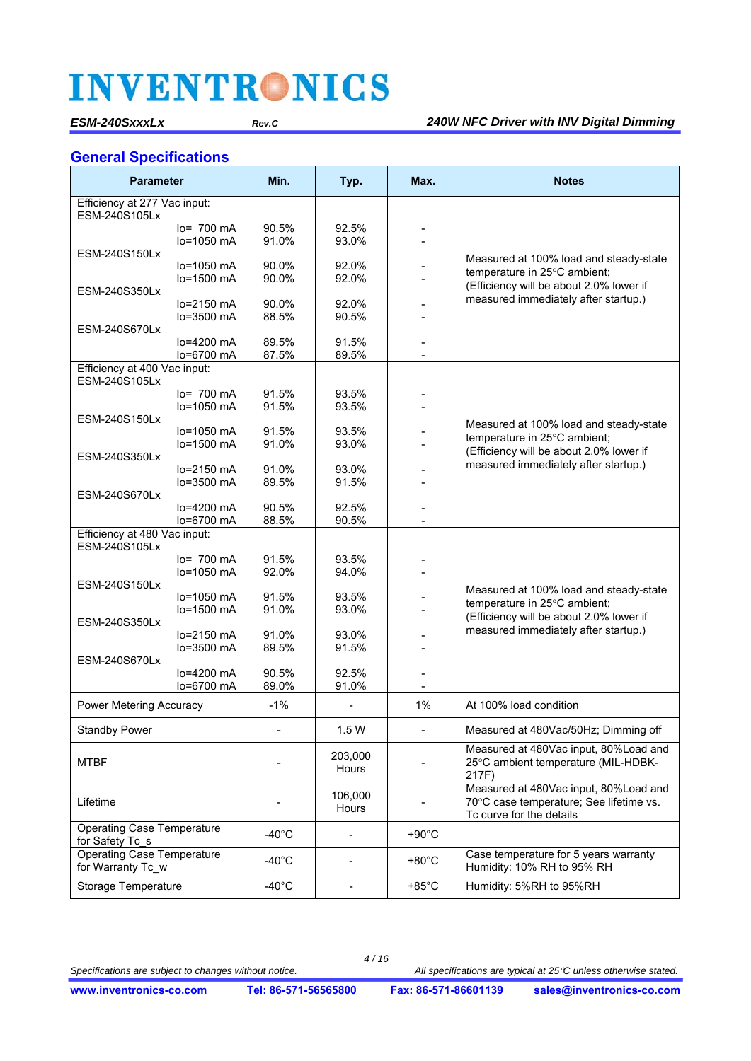## General Specifications

| Parameter | Min. | Typ. | Max. | Notes |
|---|---|---|---|---|
| Efficiency at 277 Vac input: | | | | Measured at 100% load and steady-state temperature in 25°C ambient; (Efficiency will be about 2.0% lower if measured immediately after startup.) |
| ESM-240S105Lx | | | | |
| Io= 700 mA | 90.5% | 92.5% | - | |
| Io=1050 mA | 91.0% | 93.0% | - | |
| ESM-240S150Lx | | | | |
| Io=1050 mA | 90.0% | 92.0% | - | |
| Io=1500 mA | 90.0% | 92.0% | - | |
| ESM-240S350Lx | | | | |
| Io=2150 mA | 90.0% | 92.0% | - | |
| Io=3500 mA | 88.5% | 90.5% | - | |
| ESM-240S670Lx | | | | |
| Io=4200 mA | 89.5% | 91.5% | - | |
| Io=6700 mA | 87.5% | 89.5% | - | |
| Efficiency at 400 Vac input: | | | | Measured at 100% load and steady-state temperature in 25°C ambient; (Efficiency will be about 2.0% lower if measured immediately after startup.) |
| ESM-240S105Lx | | | | |
| Io= 700 mA | 91.5% | 93.5% | - | |
| Io=1050 mA | 91.5% | 93.5% | - | |
| ESM-240S150Lx | | | | |
| Io=1050 mA | 91.5% | 93.5% | - | |
| Io=1500 mA | 91.0% | 93.0% | - | |
| ESM-240S350Lx | | | | |
| Io=2150 mA | 91.0% | 93.0% | - | |
| Io=3500 mA | 89.5% | 91.5% | - | |
| ESM-240S670Lx | | | | |
| Io=4200 mA | 90.5% | 92.5% | - | |
| Io=6700 mA | 88.5% | 90.5% | - | |
| Efficiency at 480 Vac input: | | | | Measured at 100% load and steady-state temperature in 25°C ambient; (Efficiency will be about 2.0% lower if measured immediately after startup.) |
| ESM-240S105Lx | | | | |
| Io= 700 mA | 91.5% | 93.5% | - | |
| Io=1050 mA | 92.0% | 94.0% | - | |
| ESM-240S150Lx | | | | |
| Io=1050 mA | 91.5% | 93.5% | - | |
| Io=1500 mA | 91.0% | 93.0% | - | |
| ESM-240S350Lx | | | | |
| Io=2150 mA | 91.0% | 93.0% | - | |
| Io=3500 mA | 89.5% | 91.5% | - | |
| ESM-240S670Lx | | | | |
| Io=4200 mA | 90.5% | 92.5% | - | |
| Io=6700 mA | 89.0% | 91.0% | - | |
| Power Metering Accuracy | -1% | - | 1% | At 100% load condition |
| Standby Power | - | 1.5 W | - | Measured at 480Vac/50Hz; Dimming off |
| MTBF | - | 203,000 Hours | - | Measured at 480Vac input, 80%Load and 25°C ambient temperature (MIL-HDBK-217F) |
| Lifetime | - | 106,000 Hours | - | Measured at 480Vac input, 80%Load and 70°C case temperature; See lifetime vs. Tc curve for the details |
| Operating Case Temperature for Safety Tc_s | -40°C | - | +90°C | |
| Operating Case Temperature for Warranty Tc_w | -40°C | - | +80°C | Case temperature for 5 years warranty Humidity: 10% RH to 95% RH |
| Storage Temperature | -40°C | - | +85°C | Humidity: 5%RH to 95%RH |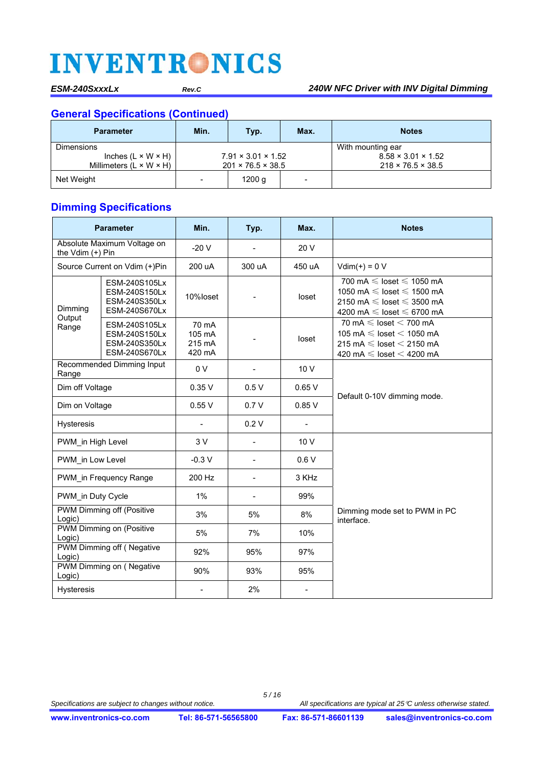## General Specifications (Continued)

| Parameter | Min. | Typ. | Max. | Notes |
|---|---|---|---|---|
| Dimensions<br>Inches (L × W × H)<br>Millimeters (L × W × H) | | 7.91 × 3.01 × 1.52<br>201 × 76.5 × 38.5 | | With mounting ear<br>8.58 × 3.01 × 1.52<br>218 × 76.5 × 38.5 |
| Net Weight | - | 1200 g | - | |

## Dimming Specifications

| Parameter | | Min. | Typ. | Max. | Notes |
|---|---|---|---|---|---|
| Absolute Maximum Voltage on the Vdim (+) Pin | | -20 V | - | 20 V | |
| Source Current on Vdim (+)Pin | | 200 uA | 300 uA | 450 uA | Vdim(+) = 0 V |
| Dimming Output Range | ESM-240S105Lx<br>ESM-240S150Lx<br>ESM-240S350Lx<br>ESM-240S670Lx | 10%Ioset | - | Ioset | 700 mA ≤ Ioset ≤ 1050 mA<br>1050 mA ≤ Ioset ≤ 1500 mA<br>2150 mA ≤ Ioset ≤ 3500 mA<br>4200 mA ≤ Ioset ≤ 6700 mA |
| | ESM-240S105Lx<br>ESM-240S150Lx<br>ESM-240S350Lx<br>ESM-240S670Lx | 70 mA<br>105 mA<br>215 mA<br>420 mA | - | Ioset | 70 mA ≤ Ioset < 700 mA<br>105 mA ≤ Ioset < 1050 mA<br>215 mA ≤ Ioset < 2150 mA<br>420 mA ≤ Ioset < 4200 mA |
| Recommended Dimming Input Range | | 0 V | - | 10 V | Default 0-10V dimming mode. |
| Dim off Voltage | | 0.35 V | 0.5 V | 0.65 V | |
| Dim on Voltage | | 0.55 V | 0.7 V | 0.85 V | |
| Hysteresis | | - | 0.2 V | - | |
| PWM_in High Level | | 3 V | - | 10 V | Dimming mode set to PWM in PC interface. |
| PWM_in Low Level | | -0.3 V | - | 0.6 V | |
| PWM_in Frequency Range | | 200 Hz | - | 3 KHz | |
| PWM_in Duty Cycle | | 1% | - | 99% | |
| PWM Dimming off (Positive Logic) | | 3% | 5% | 8% | |
| PWM Dimming on (Positive Logic) | | 5% | 7% | 10% | |
| PWM Dimming off ( Negative Logic) | | 92% | 95% | 97% | |
| PWM Dimming on ( Negative Logic) | | 90% | 93% | 95% | |
| Hysteresis | | - | 2% | - | |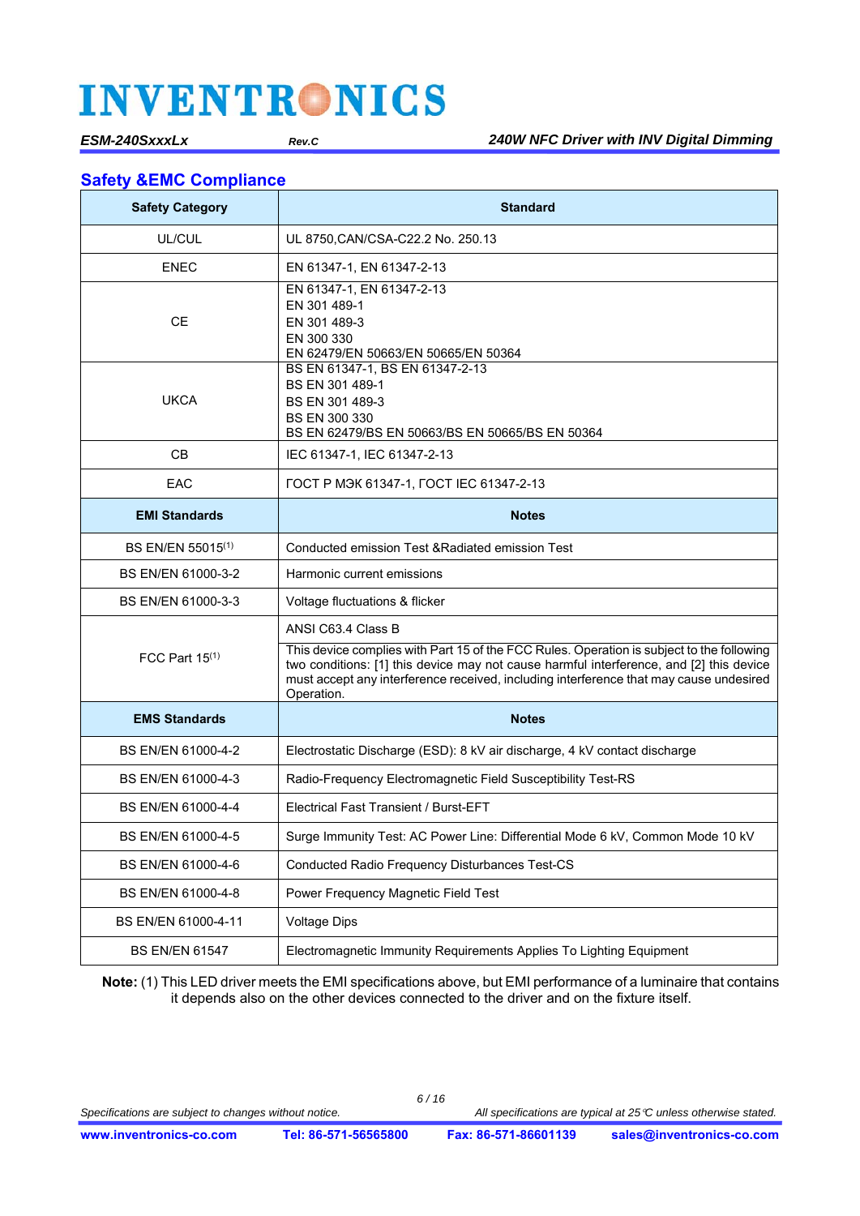## Safety &EMC Compliance

| Safety Category | Standard |
|---|---|
| UL/CUL | UL 8750,CAN/CSA-C22.2 No. 250.13 |
| ENEC | EN 61347-1, EN 61347-2-13 |
| CE | EN 61347-1, EN 61347-2-13<br>EN 301 489-1<br>EN 301 489-3<br>EN 300 330<br>EN 62479/EN 50663/EN 50665/EN 50364 |
| UKCA | BS EN 61347-1, BS EN 61347-2-13<br>BS EN 301 489-1<br>BS EN 301 489-3<br>BS EN 300 330<br>BS EN 62479/BS EN 50663/BS EN 50665/BS EN 50364 |
| CB | IEC 61347-1, IEC 61347-2-13 |
| EAC | ГОСТ Р МЭК 61347-1, ГОСТ IEC 61347-2-13 |
| **EMI Standards** | **Notes** |
| BS EN/EN 55015(1) | Conducted emission Test &Radiated emission Test |
| BS EN/EN 61000-3-2 | Harmonic current emissions |
| BS EN/EN 61000-3-3 | Voltage fluctuations & flicker |
| FCC Part 15(1) | ANSI C63.4 Class B<br>This device complies with Part 15 of the FCC Rules. Operation is subject to the following two conditions: [1] this device may not cause harmful interference, and [2] this device must accept any interference received, including interference that may cause undesired Operation. |
| **EMS Standards** | **Notes** |
| BS EN/EN 61000-4-2 | Electrostatic Discharge (ESD): 8 kV air discharge, 4 kV contact discharge |
| BS EN/EN 61000-4-3 | Radio-Frequency Electromagnetic Field Susceptibility Test-RS |
| BS EN/EN 61000-4-4 | Electrical Fast Transient / Burst-EFT |
| BS EN/EN 61000-4-5 | Surge Immunity Test: AC Power Line: Differential Mode 6 kV, Common Mode 10 kV |
| BS EN/EN 61000-4-6 | Conducted Radio Frequency Disturbances Test-CS |
| BS EN/EN 61000-4-8 | Power Frequency Magnetic Field Test |
| BS EN/EN 61000-4-11 | Voltage Dips |
| BS EN/EN 61547 | Electromagnetic Immunity Requirements Applies To Lighting Equipment |

**Note:** (1) This LED driver meets the EMI specifications above, but EMI performance of a luminaire that contains it depends also on the other devices connected to the driver and on the fixture itself.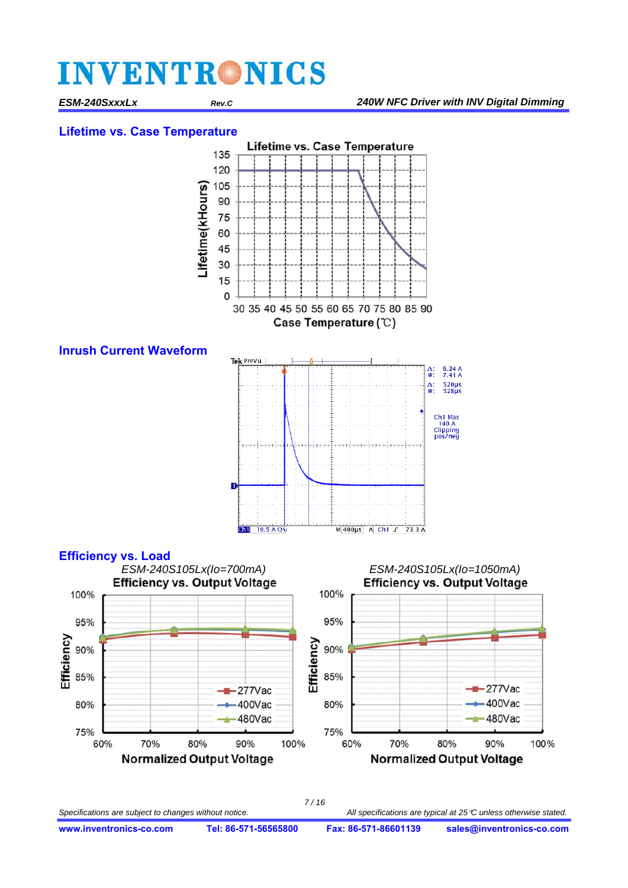## Lifetime vs. Case Temperature

Lifetime vs. Case Temperature

Lifetime(kHours): 0, 15, 30, 45, 60, 75, 90, 105, 120, 135

Case Temperature (℃): 30 35 40 45 50 55 60 65 70 75 80 85 90

## Inrush Current Waveform

Tek PreVu

Δ: 6.24 A
@: 7.41 A
Δ: 520µs
@: 528µs

Ch1 Max
140 A
Clipping
pos/neg

Ch1 19.5 A Ω M 400µs A Ch1 ∫ 73.3 A

## Efficiency vs. Load

*ESM-240S105Lx(Io=700mA)*

**Efficiency vs. Output Voltage**

Efficiency: 75%, 80%, 85%, 90%, 95%, 100%

Normalized Output Voltage: 60%, 70%, 80%, 90%, 100%

277Vac, 400Vac, 480Vac

*ESM-240S105Lx(Io=1050mA)*

**Efficiency vs. Output Voltage**

Efficiency: 75%, 80%, 85%, 90%, 95%, 100%

Normalized Output Voltage: 60%, 70%, 80%, 90%, 100%

277Vac, 400Vac, 480Vac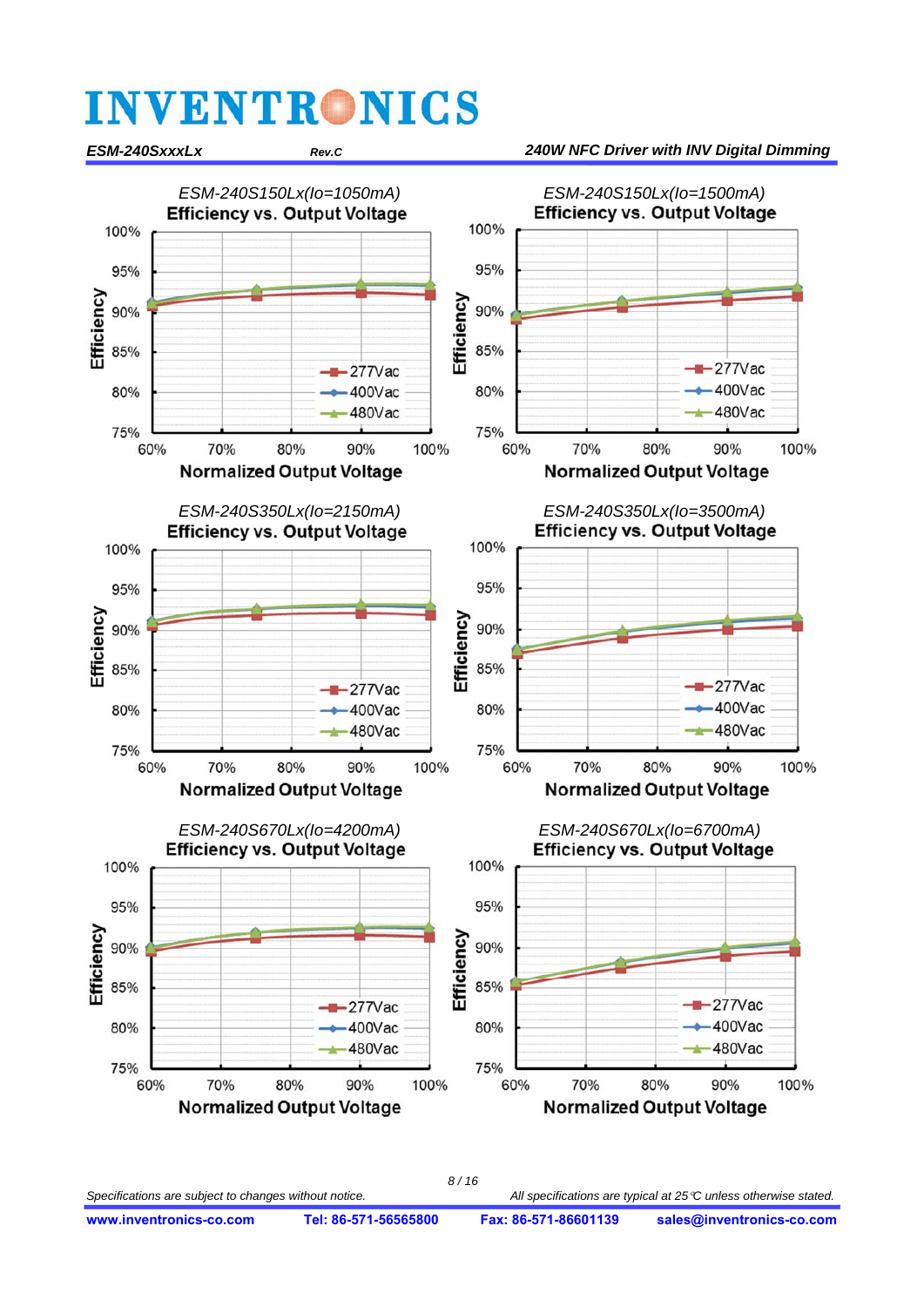ESM-240S150Lx(Io=1050mA)
**Efficiency vs. Output Voltage**

ESM-240S150Lx(Io=1500mA)
**Efficiency vs. Output Voltage**

ESM-240S350Lx(Io=2150mA)
**Efficiency vs. Output Voltage**

ESM-240S350Lx(Io=3500mA)
**Efficiency vs. Output Voltage**

ESM-240S670Lx(Io=4200mA)
**Efficiency vs. Output Voltage**

ESM-240S670Lx(Io=6700mA)
**Efficiency vs. Output Voltage**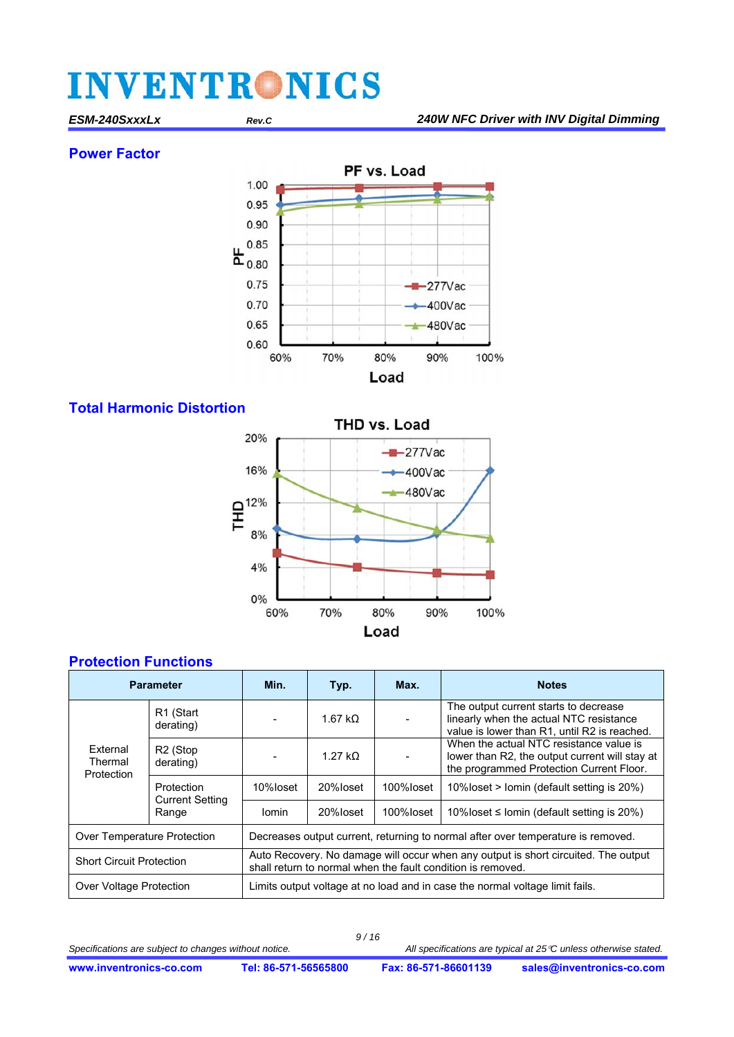## Power Factor

## Total Harmonic Distortion

## Protection Functions

| Parameter | | Min. | Typ. | Max. | Notes |
|---|---|---|---|---|---|
| External Thermal Protection | R1 (Start derating) | - | 1.67 kΩ | - | The output current starts to decrease linearly when the actual NTC resistance value is lower than R1, until R2 is reached. |
| | R2 (Stop derating) | - | 1.27 kΩ | - | When the actual NTC resistance value is lower than R2, the output current will stay at the programmed Protection Current Floor. |
| | Protection Current Setting Range | 10%Ioset | 20%Ioset | 100%Ioset | 10%Ioset > Iomin (default setting is 20%) |
| | | Iomin | 20%Ioset | 100%Ioset | 10%Ioset ≤ Iomin (default setting is 20%) |
| Over Temperature Protection | | Decreases output current, returning to normal after over temperature is removed. | | | |
| Short Circuit Protection | | Auto Recovery. No damage will occur when any output is short circuited. The output shall return to normal when the fault condition is removed. | | | |
| Over Voltage Protection | | Limits output voltage at no load and in case the normal voltage limit fails. | | | |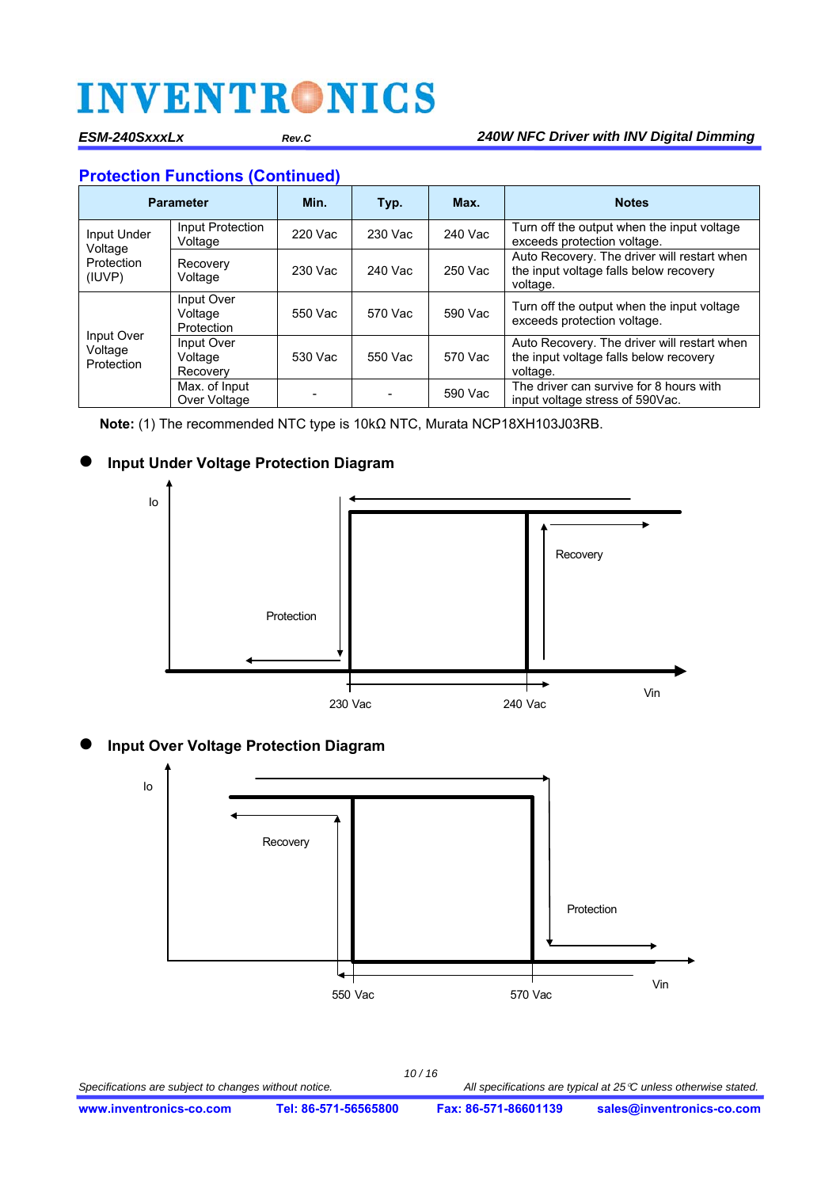## Protection Functions (Continued)

| Parameter | | Min. | Typ. | Max. | Notes |
|---|---|---|---|---|---|
| Input Under Voltage Protection (IUVP) | Input Protection Voltage | 220 Vac | 230 Vac | 240 Vac | Turn off the output when the input voltage exceeds protection voltage. |
| | Recovery Voltage | 230 Vac | 240 Vac | 250 Vac | Auto Recovery. The driver will restart when the input voltage falls below recovery voltage. |
| Input Over Voltage Protection | Input Over Voltage Protection | 550 Vac | 570 Vac | 590 Vac | Turn off the output when the input voltage exceeds protection voltage. |
| | Input Over Voltage Recovery | 530 Vac | 550 Vac | 570 Vac | Auto Recovery. The driver will restart when the input voltage falls below recovery voltage. |
| | Max. of Input Over Voltage | - | - | 590 Vac | The driver can survive for 8 hours with input voltage stress of 590Vac. |

**Note:** (1) The recommended NTC type is 10kΩ NTC, Murata NCP18XH103J03RB.

- **Input Under Voltage Protection Diagram**

Io

Protection

Recovery

230 Vac

240 Vac

Vin

- **Input Over Voltage Protection Diagram**

Io

Recovery

Protection

550 Vac

570 Vac

Vin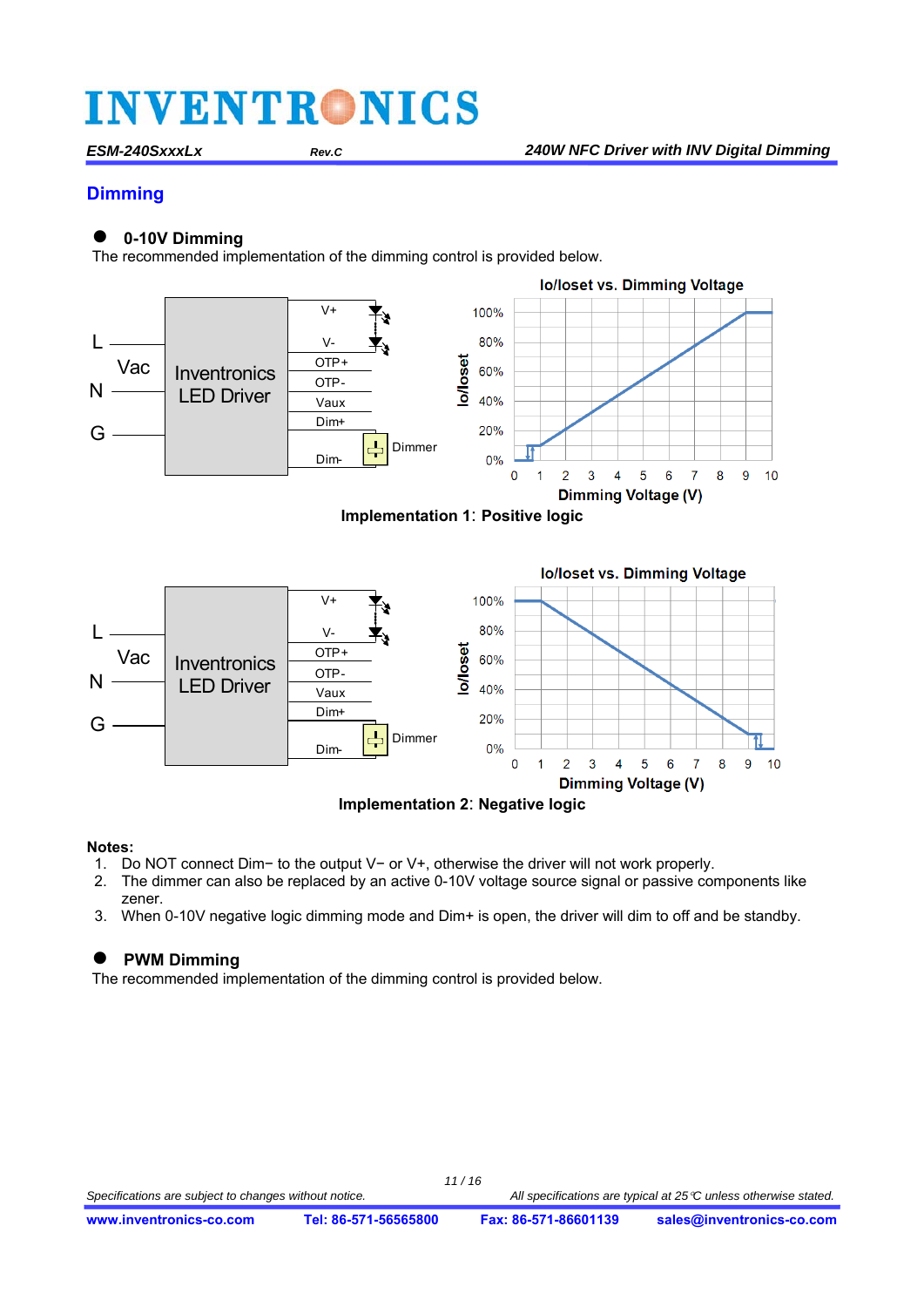## Dimming

- **0-10V Dimming**

The recommended implementation of the dimming control is provided below.

**Implementation 1: Positive logic**

**Implementation 2: Negative logic**

**Notes:**

1. Do NOT connect Dim− to the output V− or V+, otherwise the driver will not work properly.
2. The dimmer can also be replaced by an active 0-10V voltage source signal or passive components like zener.
3. When 0-10V negative logic dimming mode and Dim+ is open, the driver will dim to off and be standby.

- **PWM Dimming**

The recommended implementation of the dimming control is provided below.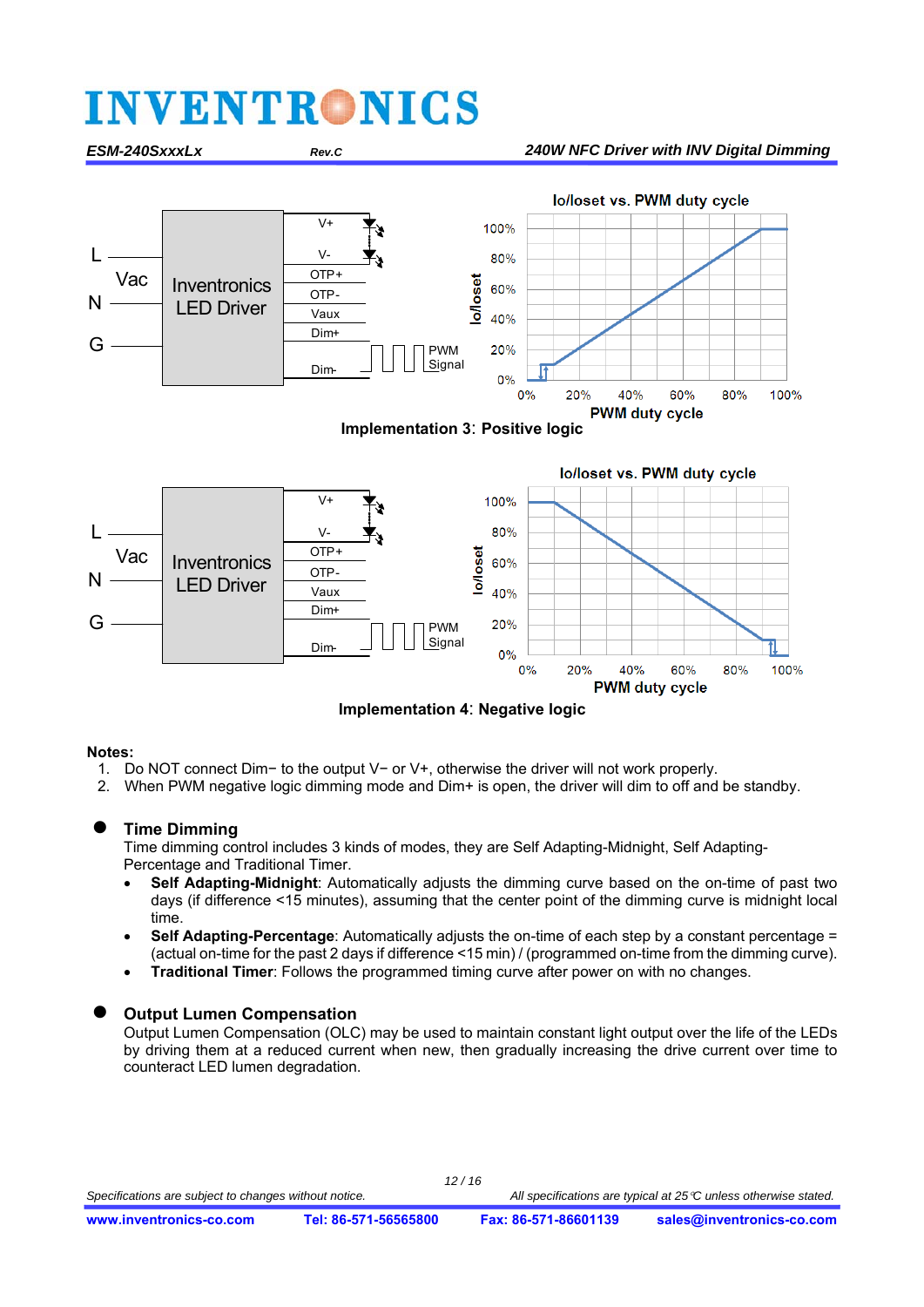Implementation 3: Positive logic

Implementation 4: Negative logic

**Notes:**

1. Do NOT connect Dim− to the output V− or V+, otherwise the driver will not work properly.
2. When PWM negative logic dimming mode and Dim+ is open, the driver will dim to off and be standby.

## Time Dimming

Time dimming control includes 3 kinds of modes, they are Self Adapting-Midnight, Self Adapting-Percentage and Traditional Timer.

- **Self Adapting-Midnight**: Automatically adjusts the dimming curve based on the on-time of past two days (if difference <15 minutes), assuming that the center point of the dimming curve is midnight local time.
- **Self Adapting-Percentage**: Automatically adjusts the on-time of each step by a constant percentage = (actual on-time for the past 2 days if difference <15 min) / (programmed on-time from the dimming curve).
- **Traditional Timer**: Follows the programmed timing curve after power on with no changes.

## Output Lumen Compensation

Output Lumen Compensation (OLC) may be used to maintain constant light output over the life of the LEDs by driving them at a reduced current when new, then gradually increasing the drive current over time to counteract LED lumen degradation.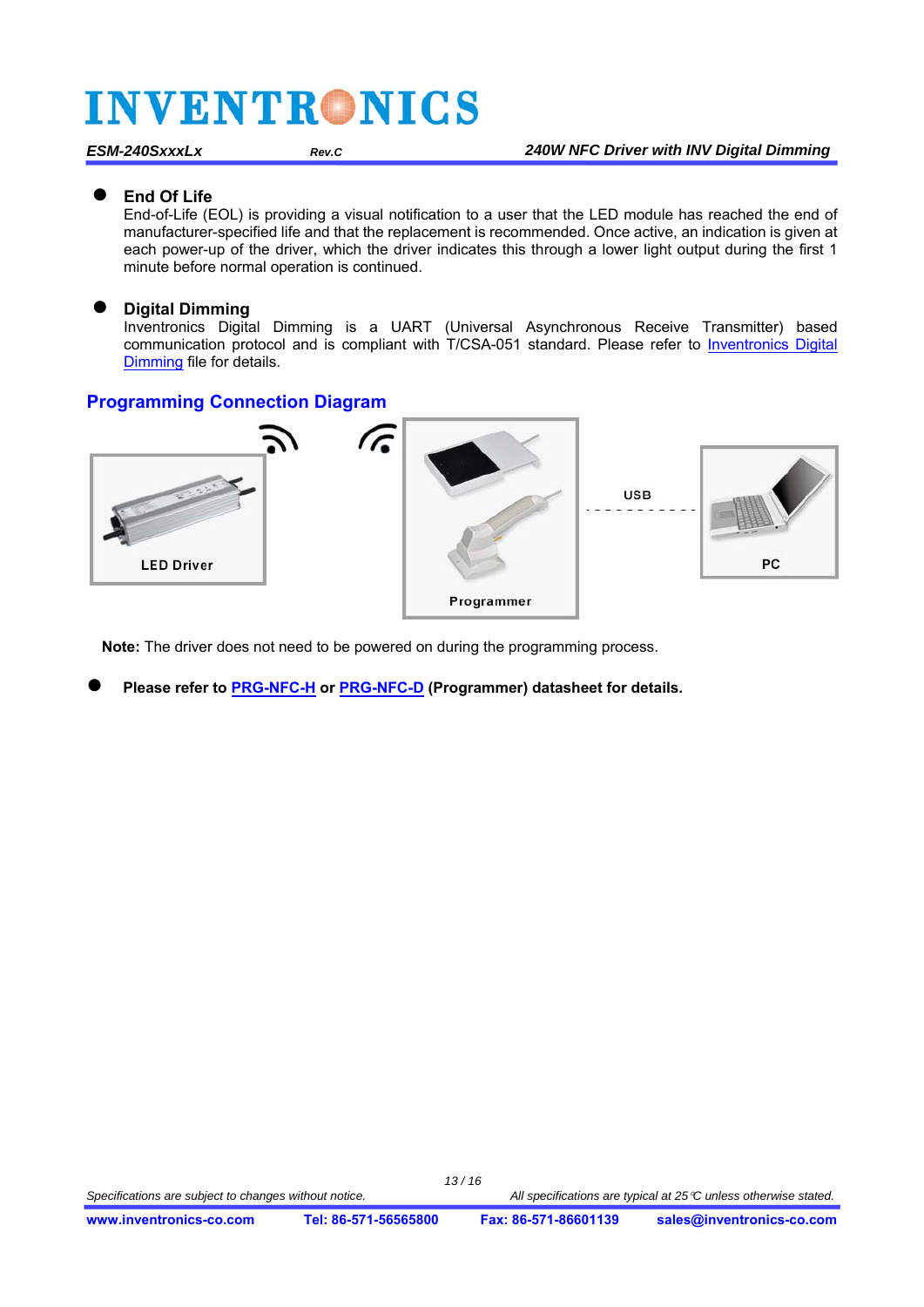- **End Of Life**
  End-of-Life (EOL) is providing a visual notification to a user that the LED module has reached the end of manufacturer-specified life and that the replacement is recommended. Once active, an indication is given at each power-up of the driver, which the driver indicates this through a lower light output during the first 1 minute before normal operation is continued.

- **Digital Dimming**
  Inventronics Digital Dimming is a UART (Universal Asynchronous Receive Transmitter) based communication protocol and is compliant with T/CSA-051 standard. Please refer to Inventronics Digital Dimming file for details.

## Programming Connection Diagram

LED Driver

Programmer

USB

PC

**Note:** The driver does not need to be powered on during the programming process.

- **Please refer to PRG-NFC-H or PRG-NFC-D (Programmer) datasheet for details.**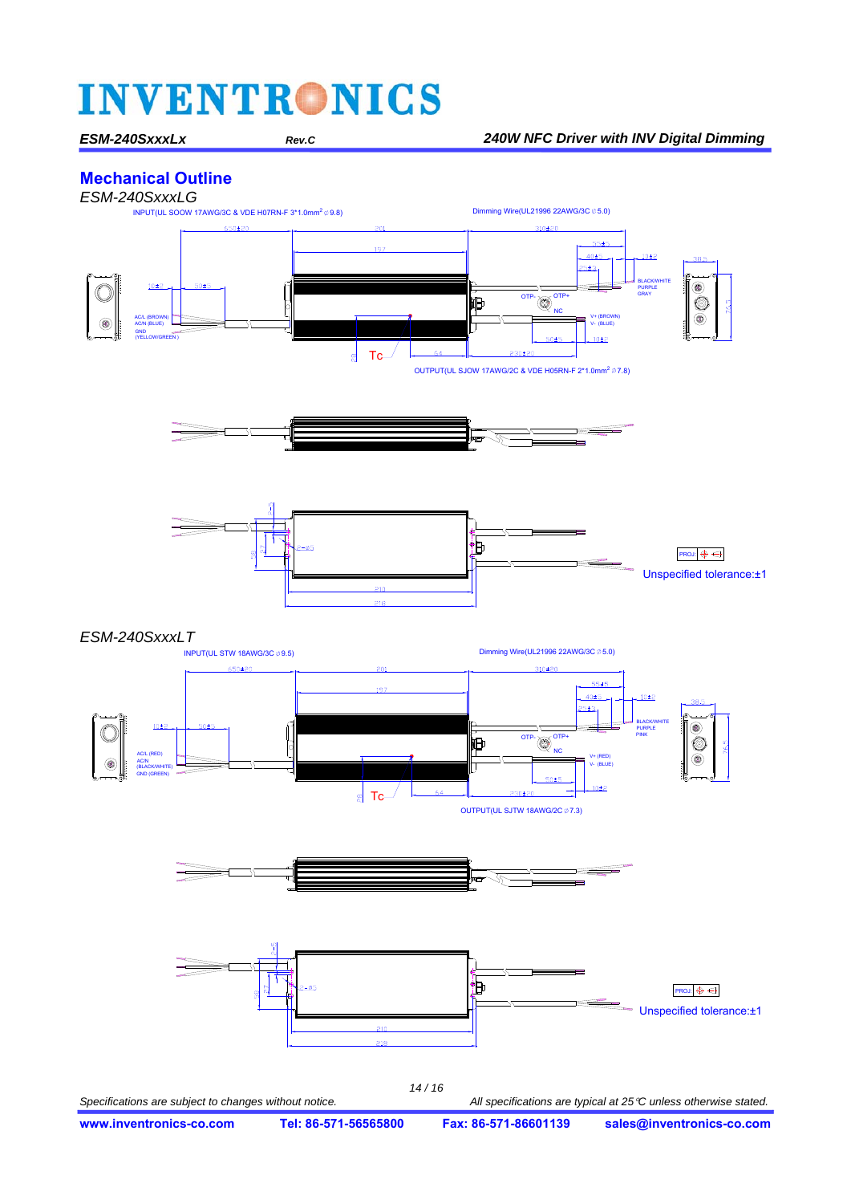## Mechanical Outline

*ESM-240SxxxLG*

INPUT(UL SOOW 17AWG/3C & VDE H07RN-F 3*1.0mm² ⌀9.8)

Dimming Wire(UL21996 22AWG/3C ⌀5.0)

OUTPUT(UL SJOW 17AWG/2C & VDE H05RN-F 2*1.0mm² ⌀7.8)

Unspecified tolerance:±1

*ESM-240SxxxLT*

INPUT(UL STW 18AWG/3C ⌀9.5)

Dimming Wire(UL21996 22AWG/3C ⌀5.0)

OUTPUT(UL SJTW 18AWG/2C ⌀7.3)

Unspecified tolerance:±1

*Specifications are subject to changes without notice.* *All specifications are typical at 25℃ unless otherwise stated.*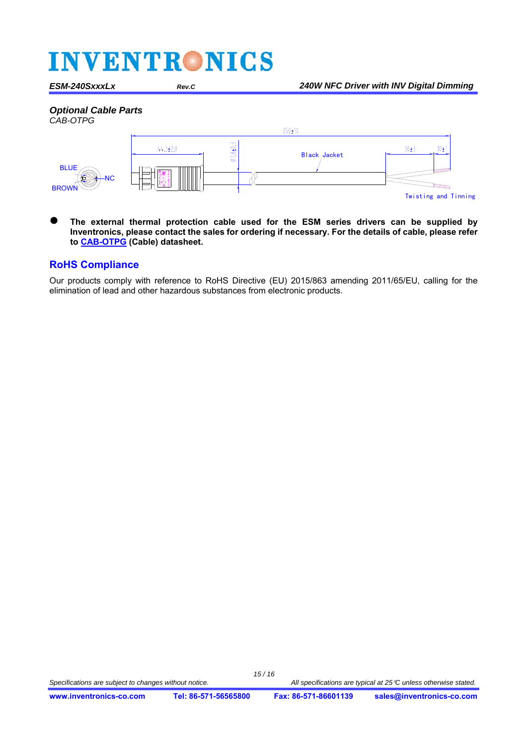### *Optional Cable Parts*

*CAB-OTPG*

BLUE

NC

BROWN

350±10

44.3±2.0

Φ1.8±0.3

Black Jacket

30±3

10±1

Twisting and Tinning

- **The external thermal protection cable used for the ESM series drivers can be supplied by Inventronics, please contact the sales for ordering if necessary. For the details of cable, please refer to CAB-OTPG (Cable) datasheet.**

## RoHS Compliance

Our products comply with reference to RoHS Directive (EU) 2015/863 amending 2011/65/EU, calling for the elimination of lead and other hazardous substances from electronic products.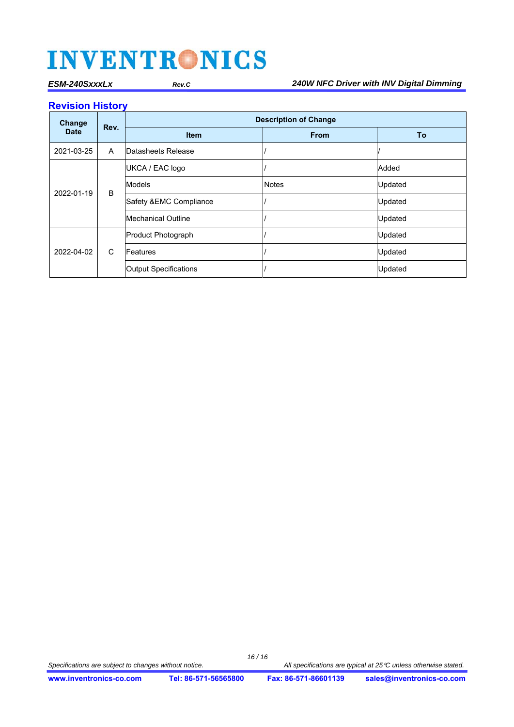## Revision History

| Change Date | Rev. | Description of Change | | |
|---|---|---|---|---|
| | | Item | From | To |
| 2021-03-25 | A | Datasheets Release | / | / |
| 2022-01-19 | B | UKCA / EAC logo | / | Added |
| | | Models | Notes | Updated |
| | | Safety &EMC Compliance | / | Updated |
| | | Mechanical Outline | / | Updated |
| 2022-04-02 | C | Product Photograph | / | Updated |
| | | Features | / | Updated |
| | | Output Specifications | / | Updated |